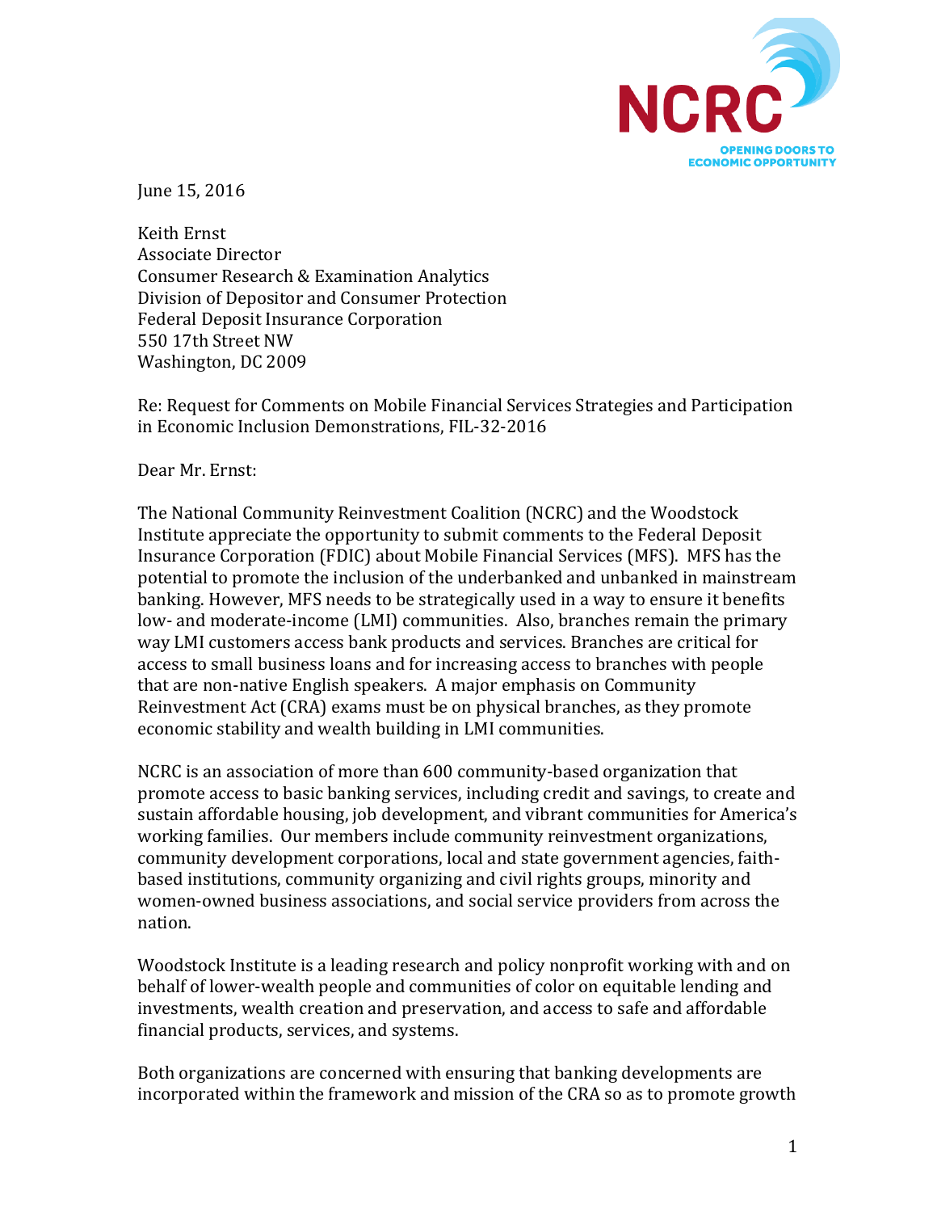June 15, 2016

Keith Ernst
Associate Director
Consumer Research & Examination Analytics
Division of Depositor and Consumer Protection
Federal Deposit Insurance Corporation
550 17th Street NW
Washington, DC 2009

Re: Request for Comments on Mobile Financial Services Strategies and Participation in Economic Inclusion Demonstrations, FIL-32-2016

Dear Mr. Ernst:

The National Community Reinvestment Coalition (NCRC) and the Woodstock Institute appreciate the opportunity to submit comments to the Federal Deposit Insurance Corporation (FDIC) about Mobile Financial Services (MFS). MFS has the potential to promote the inclusion of the underbanked and unbanked in mainstream banking. However, MFS needs to be strategically used in a way to ensure it benefits low- and moderate-income (LMI) communities. Also, branches remain the primary way LMI customers access bank products and services. Branches are critical for access to small business loans and for increasing access to branches with people that are non-native English speakers. A major emphasis on Community Reinvestment Act (CRA) exams must be on physical branches, as they promote economic stability and wealth building in LMI communities.

NCRC is an association of more than 600 community-based organization that promote access to basic banking services, including credit and savings, to create and sustain affordable housing, job development, and vibrant communities for America's working families. Our members include community reinvestment organizations, community development corporations, local and state government agencies, faith-based institutions, community organizing and civil rights groups, minority and women-owned business associations, and social service providers from across the nation.

Woodstock Institute is a leading research and policy nonprofit working with and on behalf of lower-wealth people and communities of color on equitable lending and investments, wealth creation and preservation, and access to safe and affordable financial products, services, and systems.

Both organizations are concerned with ensuring that banking developments are incorporated within the framework and mission of the CRA so as to promote growth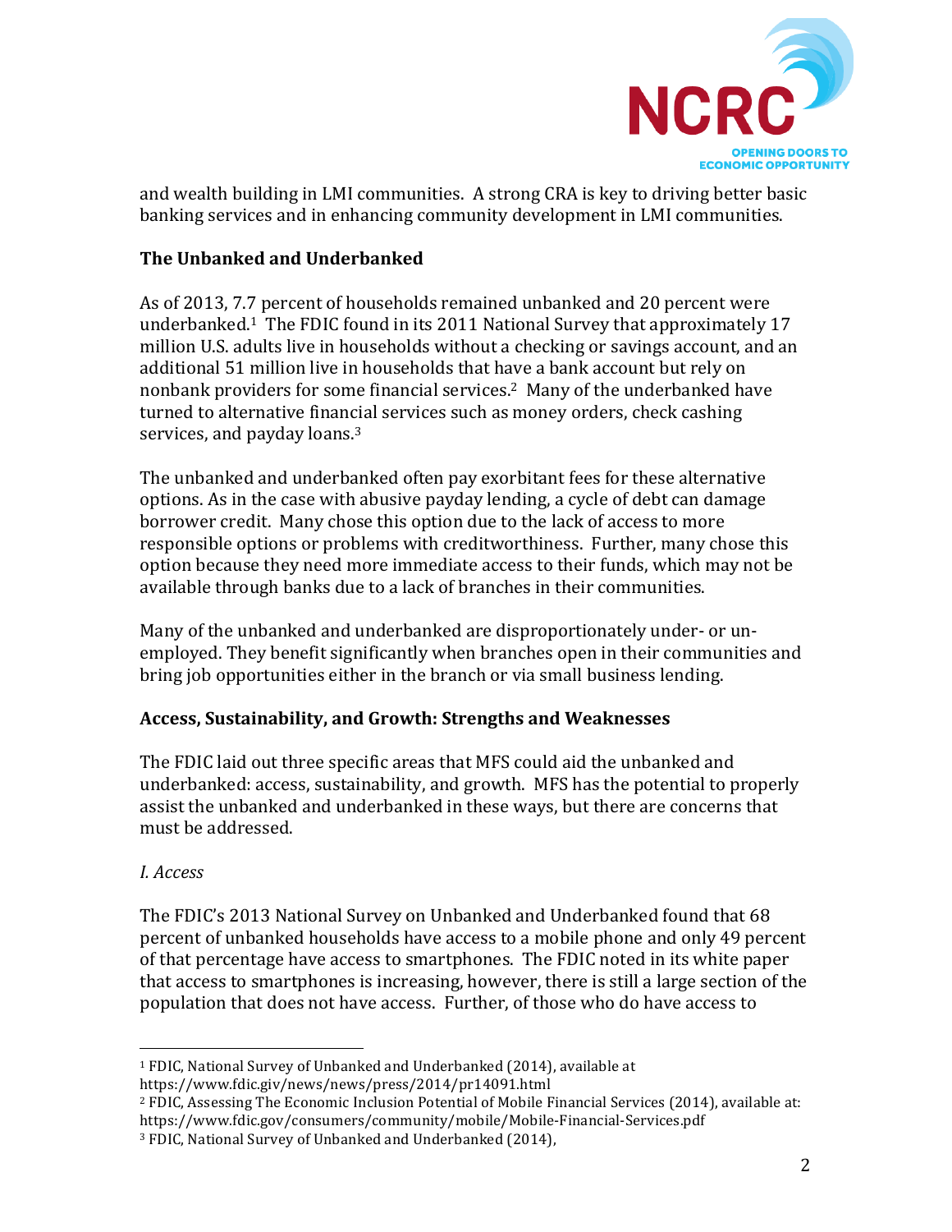and wealth building in LMI communities. A strong CRA is key to driving better basic banking services and in enhancing community development in LMI communities.

**The Unbanked and Underbanked**

As of 2013, 7.7 percent of households remained unbanked and 20 percent were underbanked.[1] The FDIC found in its 2011 National Survey that approximately 17 million U.S. adults live in households without a checking or savings account, and an additional 51 million live in households that have a bank account but rely on nonbank providers for some financial services.[2] Many of the underbanked have turned to alternative financial services such as money orders, check cashing services, and payday loans.[3]

The unbanked and underbanked often pay exorbitant fees for these alternative options. As in the case with abusive payday lending, a cycle of debt can damage borrower credit. Many chose this option due to the lack of access to more responsible options or problems with creditworthiness. Further, many chose this option because they need more immediate access to their funds, which may not be available through banks due to a lack of branches in their communities.

Many of the unbanked and underbanked are disproportionately under- or un-employed. They benefit significantly when branches open in their communities and bring job opportunities either in the branch or via small business lending.

**Access, Sustainability, and Growth: Strengths and Weaknesses**

The FDIC laid out three specific areas that MFS could aid the unbanked and underbanked: access, sustainability, and growth. MFS has the potential to properly assist the unbanked and underbanked in these ways, but there are concerns that must be addressed.

*I. Access*

The FDIC's 2013 National Survey on Unbanked and Underbanked found that 68 percent of unbanked households have access to a mobile phone and only 49 percent of that percentage have access to smartphones. The FDIC noted in its white paper that access to smartphones is increasing, however, there is still a large section of the population that does not have access. Further, of those who do have access to

---

[1] FDIC, National Survey of Unbanked and Underbanked (2014), available at https://www.fdic.giv/news/news/press/2014/pr14091.html

[2] FDIC, Assessing The Economic Inclusion Potential of Mobile Financial Services (2014), available at: https://www.fdic.gov/consumers/community/mobile/Mobile-Financial-Services.pdf

[3] FDIC, National Survey of Unbanked and Underbanked (2014),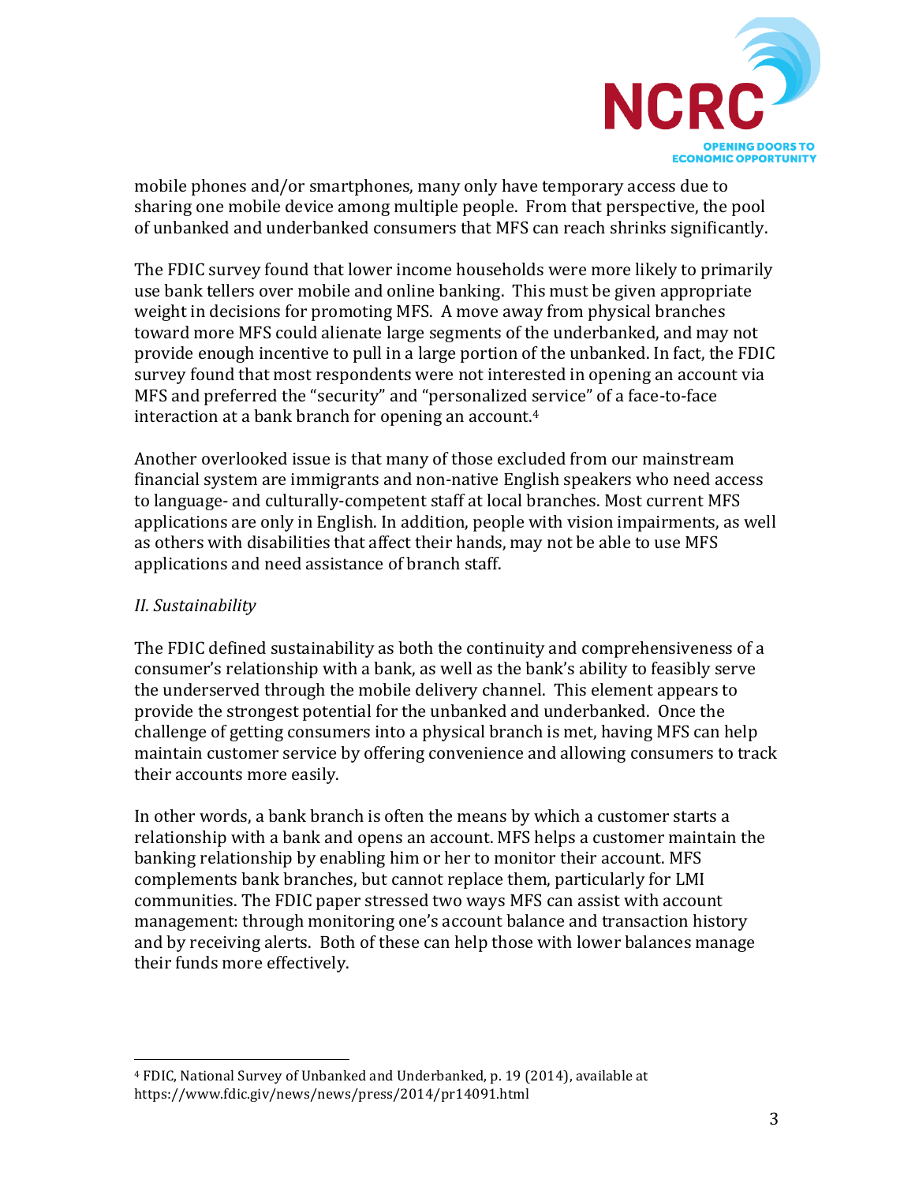mobile phones and/or smartphones, many only have temporary access due to sharing one mobile device among multiple people. From that perspective, the pool of unbanked and underbanked consumers that MFS can reach shrinks significantly.

The FDIC survey found that lower income households were more likely to primarily use bank tellers over mobile and online banking. This must be given appropriate weight in decisions for promoting MFS. A move away from physical branches toward more MFS could alienate large segments of the underbanked, and may not provide enough incentive to pull in a large portion of the unbanked. In fact, the FDIC survey found that most respondents were not interested in opening an account via MFS and preferred the "security" and "personalized service" of a face-to-face interaction at a bank branch for opening an account.[4]

Another overlooked issue is that many of those excluded from our mainstream financial system are immigrants and non-native English speakers who need access to language- and culturally-competent staff at local branches. Most current MFS applications are only in English. In addition, people with vision impairments, as well as others with disabilities that affect their hands, may not be able to use MFS applications and need assistance of branch staff.

*II. Sustainability*

The FDIC defined sustainability as both the continuity and comprehensiveness of a consumer's relationship with a bank, as well as the bank's ability to feasibly serve the underserved through the mobile delivery channel. This element appears to provide the strongest potential for the unbanked and underbanked. Once the challenge of getting consumers into a physical branch is met, having MFS can help maintain customer service by offering convenience and allowing consumers to track their accounts more easily.

In other words, a bank branch is often the means by which a customer starts a relationship with a bank and opens an account. MFS helps a customer maintain the banking relationship by enabling him or her to monitor their account. MFS complements bank branches, but cannot replace them, particularly for LMI communities. The FDIC paper stressed two ways MFS can assist with account management: through monitoring one's account balance and transaction history and by receiving alerts. Both of these can help those with lower balances manage their funds more effectively.

---

[4] FDIC, National Survey of Unbanked and Underbanked, p. 19 (2014), available at https://www.fdic.giv/news/news/press/2014/pr14091.html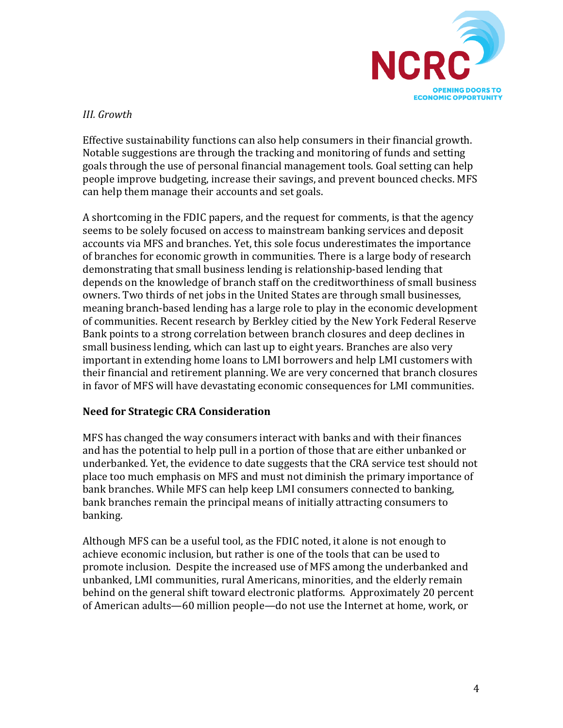*III. Growth*

Effective sustainability functions can also help consumers in their financial growth. Notable suggestions are through the tracking and monitoring of funds and setting goals through the use of personal financial management tools. Goal setting can help people improve budgeting, increase their savings, and prevent bounced checks. MFS can help them manage their accounts and set goals.

A shortcoming in the FDIC papers, and the request for comments, is that the agency seems to be solely focused on access to mainstream banking services and deposit accounts via MFS and branches. Yet, this sole focus underestimates the importance of branches for economic growth in communities. There is a large body of research demonstrating that small business lending is relationship-based lending that depends on the knowledge of branch staff on the creditworthiness of small business owners. Two thirds of net jobs in the United States are through small businesses, meaning branch-based lending has a large role to play in the economic development of communities. Recent research by Berkley citied by the New York Federal Reserve Bank points to a strong correlation between branch closures and deep declines in small business lending, which can last up to eight years. Branches are also very important in extending home loans to LMI borrowers and help LMI customers with their financial and retirement planning. We are very concerned that branch closures in favor of MFS will have devastating economic consequences for LMI communities.

## Need for Strategic CRA Consideration

MFS has changed the way consumers interact with banks and with their finances and has the potential to help pull in a portion of those that are either unbanked or underbanked. Yet, the evidence to date suggests that the CRA service test should not place too much emphasis on MFS and must not diminish the primary importance of bank branches. While MFS can help keep LMI consumers connected to banking, bank branches remain the principal means of initially attracting consumers to banking.

Although MFS can be a useful tool, as the FDIC noted, it alone is not enough to achieve economic inclusion, but rather is one of the tools that can be used to promote inclusion. Despite the increased use of MFS among the underbanked and unbanked, LMI communities, rural Americans, minorities, and the elderly remain behind on the general shift toward electronic platforms. Approximately 20 percent of American adults—60 million people—do not use the Internet at home, work, or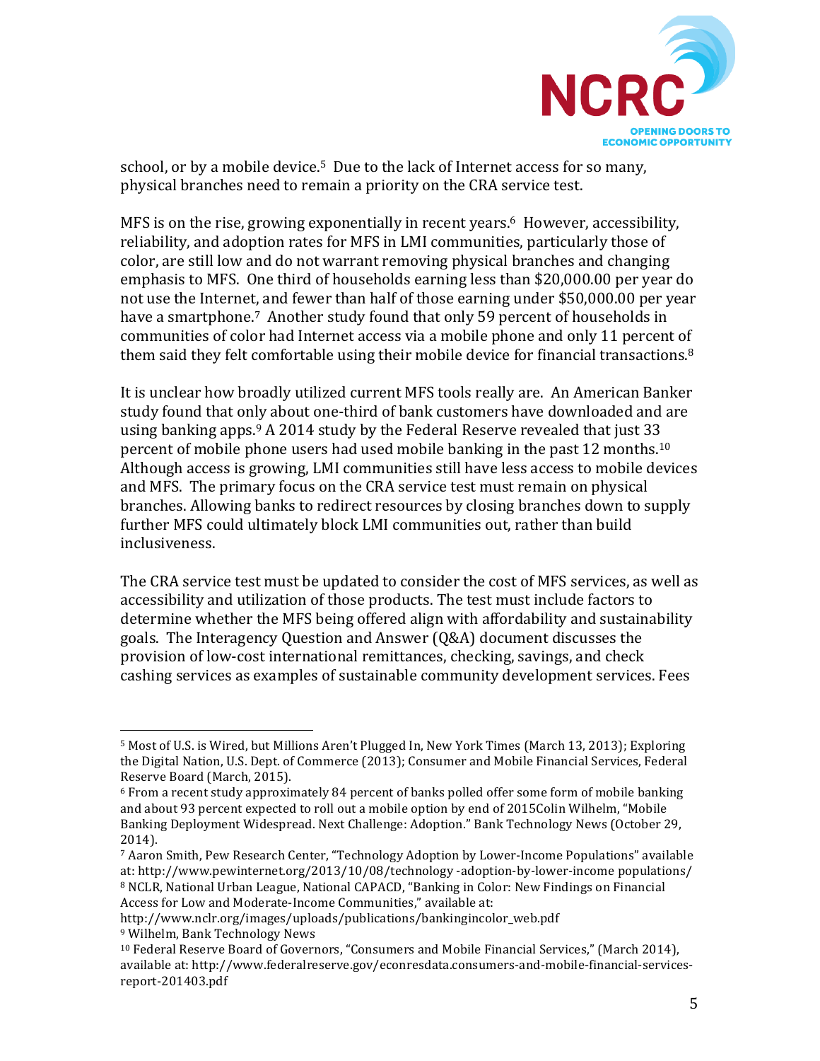school, or by a mobile device.[5] Due to the lack of Internet access for so many, physical branches need to remain a priority on the CRA service test.

MFS is on the rise, growing exponentially in recent years.[6] However, accessibility, reliability, and adoption rates for MFS in LMI communities, particularly those of color, are still low and do not warrant removing physical branches and changing emphasis to MFS. One third of households earning less than $20,000.00 per year do not use the Internet, and fewer than half of those earning under $50,000.00 per year have a smartphone.[7] Another study found that only 59 percent of households in communities of color had Internet access via a mobile phone and only 11 percent of them said they felt comfortable using their mobile device for financial transactions.[8]

It is unclear how broadly utilized current MFS tools really are. An American Banker study found that only about one-third of bank customers have downloaded and are using banking apps.[9] A 2014 study by the Federal Reserve revealed that just 33 percent of mobile phone users had used mobile banking in the past 12 months.[10] Although access is growing, LMI communities still have less access to mobile devices and MFS. The primary focus on the CRA service test must remain on physical branches. Allowing banks to redirect resources by closing branches down to supply further MFS could ultimately block LMI communities out, rather than build inclusiveness.

The CRA service test must be updated to consider the cost of MFS services, as well as accessibility and utilization of those products. The test must include factors to determine whether the MFS being offered align with affordability and sustainability goals. The Interagency Question and Answer (Q&A) document discusses the provision of low-cost international remittances, checking, savings, and check cashing services as examples of sustainable community development services. Fees

---

[5] Most of U.S. is Wired, but Millions Aren't Plugged In, New York Times (March 13, 2013); Exploring the Digital Nation, U.S. Dept. of Commerce (2013); Consumer and Mobile Financial Services, Federal Reserve Board (March, 2015).

[6] From a recent study approximately 84 percent of banks polled offer some form of mobile banking and about 93 percent expected to roll out a mobile option by end of 2015Colin Wilhelm, "Mobile Banking Deployment Widespread. Next Challenge: Adoption." Bank Technology News (October 29, 2014).

[7] Aaron Smith, Pew Research Center, "Technology Adoption by Lower-Income Populations" available at: http://www.pewinternet.org/2013/10/08/technology -adoption-by-lower-income populations/

[8] NCLR, National Urban League, National CAPACD, "Banking in Color: New Findings on Financial Access for Low and Moderate-Income Communities," available at: http://www.nclr.org/images/uploads/publications/bankingincolor_web.pdf

[9] Wilhelm, Bank Technology News

[10] Federal Reserve Board of Governors, "Consumers and Mobile Financial Services," (March 2014), available at: http://www.federalreserve.gov/econresdata.consumers-and-mobile-financial-services-report-201403.pdf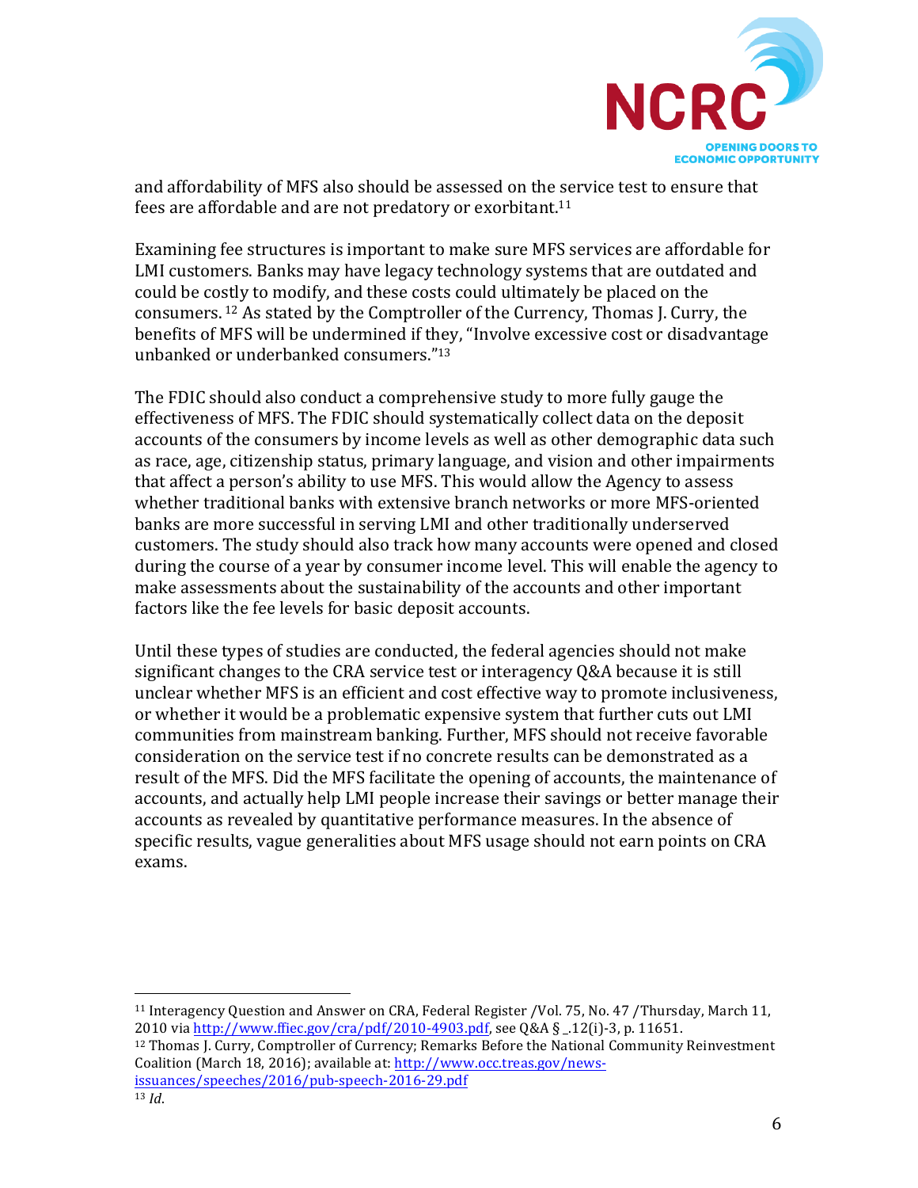and affordability of MFS also should be assessed on the service test to ensure that fees are affordable and are not predatory or exorbitant.[11]

Examining fee structures is important to make sure MFS services are affordable for LMI customers. Banks may have legacy technology systems that are outdated and could be costly to modify, and these costs could ultimately be placed on the consumers.[12] As stated by the Comptroller of the Currency, Thomas J. Curry, the benefits of MFS will be undermined if they, "Involve excessive cost or disadvantage unbanked or underbanked consumers."[13]

The FDIC should also conduct a comprehensive study to more fully gauge the effectiveness of MFS. The FDIC should systematically collect data on the deposit accounts of the consumers by income levels as well as other demographic data such as race, age, citizenship status, primary language, and vision and other impairments that affect a person's ability to use MFS. This would allow the Agency to assess whether traditional banks with extensive branch networks or more MFS-oriented banks are more successful in serving LMI and other traditionally underserved customers. The study should also track how many accounts were opened and closed during the course of a year by consumer income level. This will enable the agency to make assessments about the sustainability of the accounts and other important factors like the fee levels for basic deposit accounts.

Until these types of studies are conducted, the federal agencies should not make significant changes to the CRA service test or interagency Q&A because it is still unclear whether MFS is an efficient and cost effective way to promote inclusiveness, or whether it would be a problematic expensive system that further cuts out LMI communities from mainstream banking. Further, MFS should not receive favorable consideration on the service test if no concrete results can be demonstrated as a result of the MFS. Did the MFS facilitate the opening of accounts, the maintenance of accounts, and actually help LMI people increase their savings or better manage their accounts as revealed by quantitative performance measures. In the absence of specific results, vague generalities about MFS usage should not earn points on CRA exams.

---

[11] Interagency Question and Answer on CRA, Federal Register /Vol. 75, No. 47 /Thursday, March 11, 2010 via http://www.ffiec.gov/cra/pdf/2010-4903.pdf, see Q&A § _.12(i)-3, p. 11651.

[12] Thomas J. Curry, Comptroller of Currency; Remarks Before the National Community Reinvestment Coalition (March 18, 2016); available at: http://www.occ.treas.gov/news-issuances/speeches/2016/pub-speech-2016-29.pdf

[13] *Id*.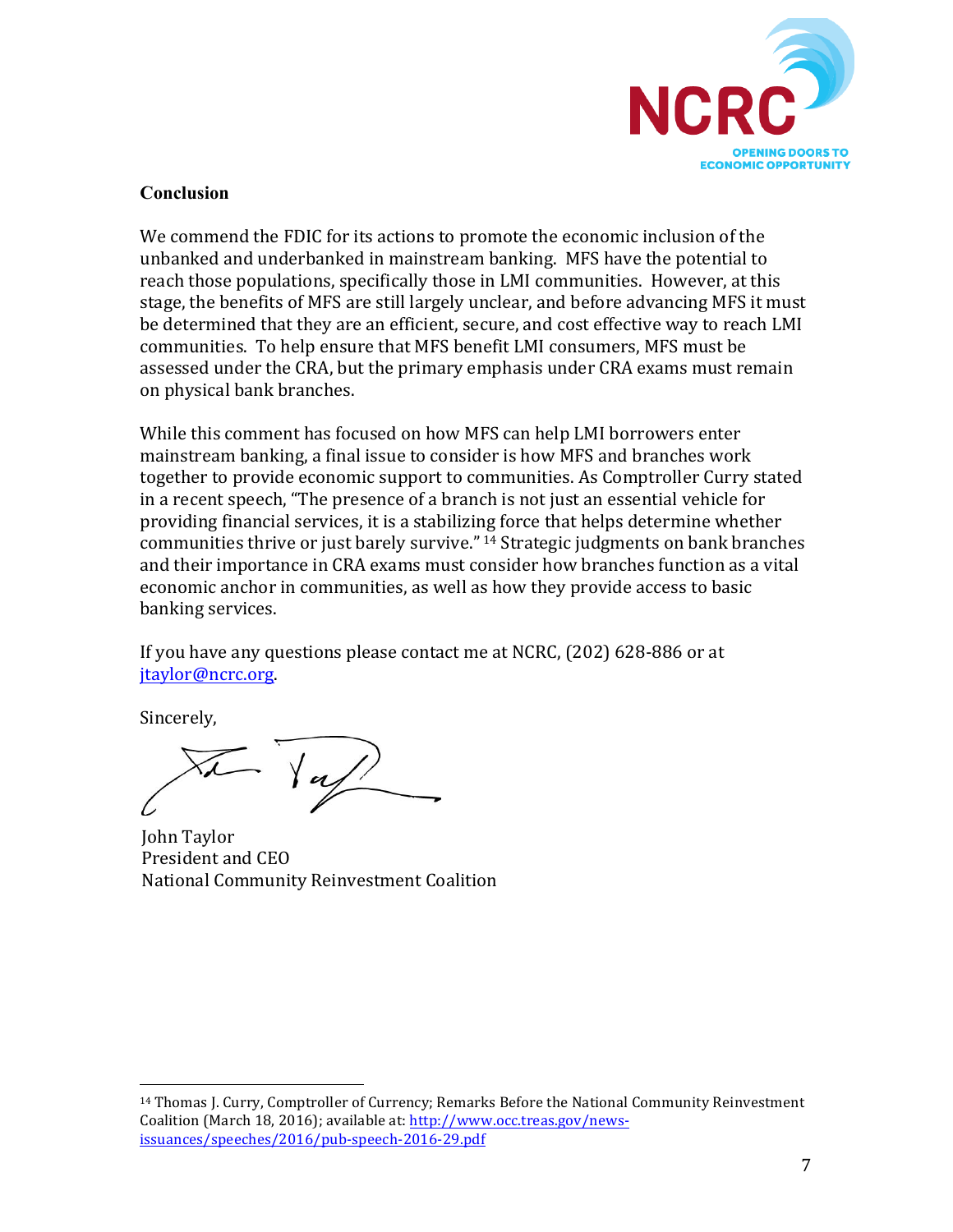**Conclusion**

We commend the FDIC for its actions to promote the economic inclusion of the unbanked and underbanked in mainstream banking. MFS have the potential to reach those populations, specifically those in LMI communities. However, at this stage, the benefits of MFS are still largely unclear, and before advancing MFS it must be determined that they are an efficient, secure, and cost effective way to reach LMI communities. To help ensure that MFS benefit LMI consumers, MFS must be assessed under the CRA, but the primary emphasis under CRA exams must remain on physical bank branches.

While this comment has focused on how MFS can help LMI borrowers enter mainstream banking, a final issue to consider is how MFS and branches work together to provide economic support to communities. As Comptroller Curry stated in a recent speech, "The presence of a branch is not just an essential vehicle for providing financial services, it is a stabilizing force that helps determine whether communities thrive or just barely survive." [14] Strategic judgments on bank branches and their importance in CRA exams must consider how branches function as a vital economic anchor in communities, as well as how they provide access to basic banking services.

If you have any questions please contact me at NCRC, (202) 628-886 or at jtaylor@ncrc.org.

Sincerely,

John Taylor
President and CEO
National Community Reinvestment Coalition

---

[14] Thomas J. Curry, Comptroller of Currency; Remarks Before the National Community Reinvestment Coalition (March 18, 2016); available at: http://www.occ.treas.gov/news-issuances/speeches/2016/pub-speech-2016-29.pdf